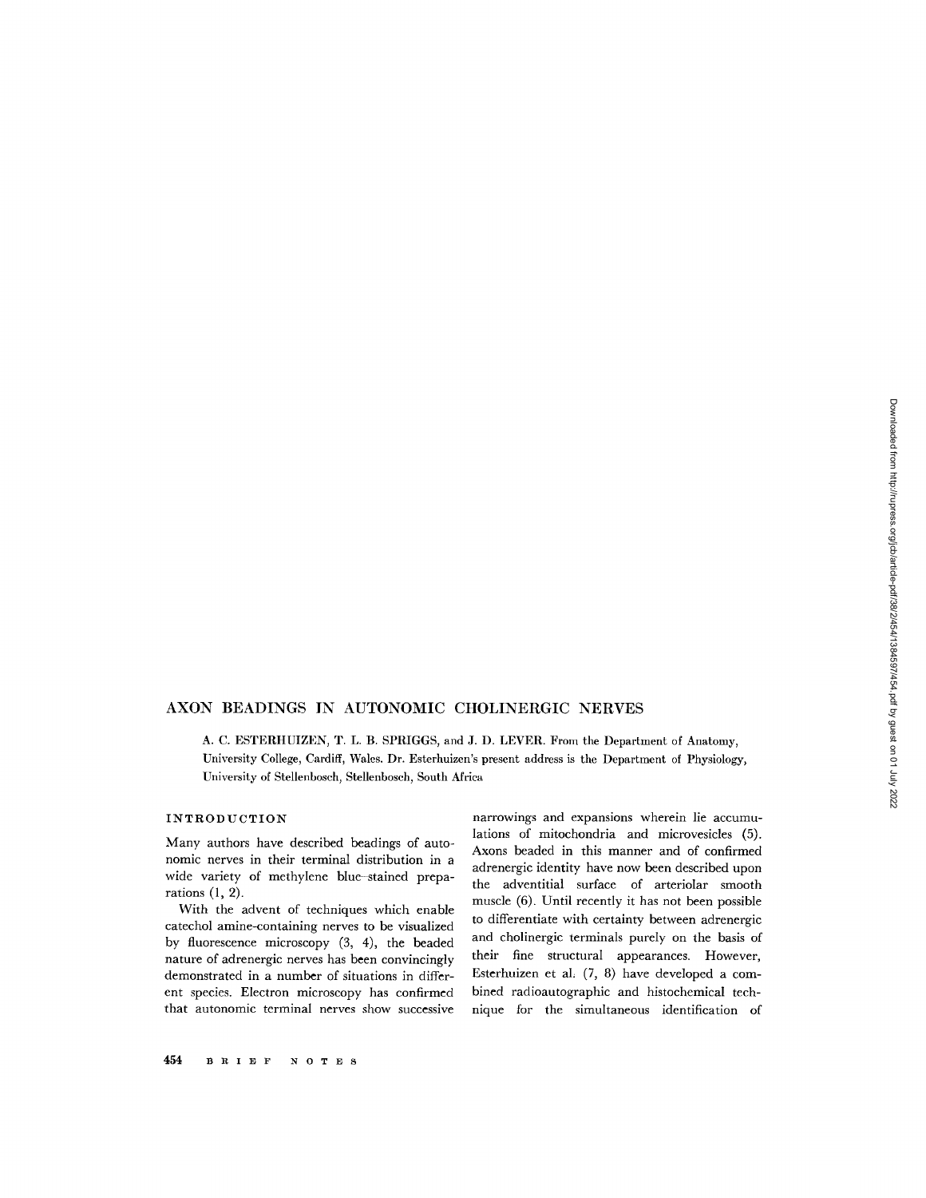# AXON BEADINGS IN AUTONOMIC CHOLINERGIC NERVES

A. C. ESTERHUIZEN, T. L. B. SPRIGGS, and J. D. LEVER. From the Department of Anatomy, University College, Cardiff, Wales. Dr. Esterhuizen's present address is the Department of Physiology, University of Stellenbosch, Stellenbosch, South Africa

## INTRODUCTION

Many authors have described beadings of autonomic nerves in their terminal distribution in a wide variety of methylene blue–stained preparations (1, 2).

With the advent of techniques which enable catechol amine-containing nerves to be visualized by fluorescence microscopy (3, 4), the beaded nature of adrenergic nerves has been convincingly demonstrated in a number of situations in different species. Electron microscopy has confirmed that autonomic terminal nerves show successive narrowings and expansions wherein lie accumulations of mitochondria and microvesicles (5). Axons beaded in this manner and of confirmed adrenergic identity have now been described upon the adventitial surface of arteriolar smooth muscle (6). Until recently it has not been possible to differentiate with certainty between adrenergic and cholinergic terminals purely on the basis of their fine structural appearances. However, Esterhuizen et al. (7, 8) have developed a combined radioautographic and histochemical technique for the simultaneous identification of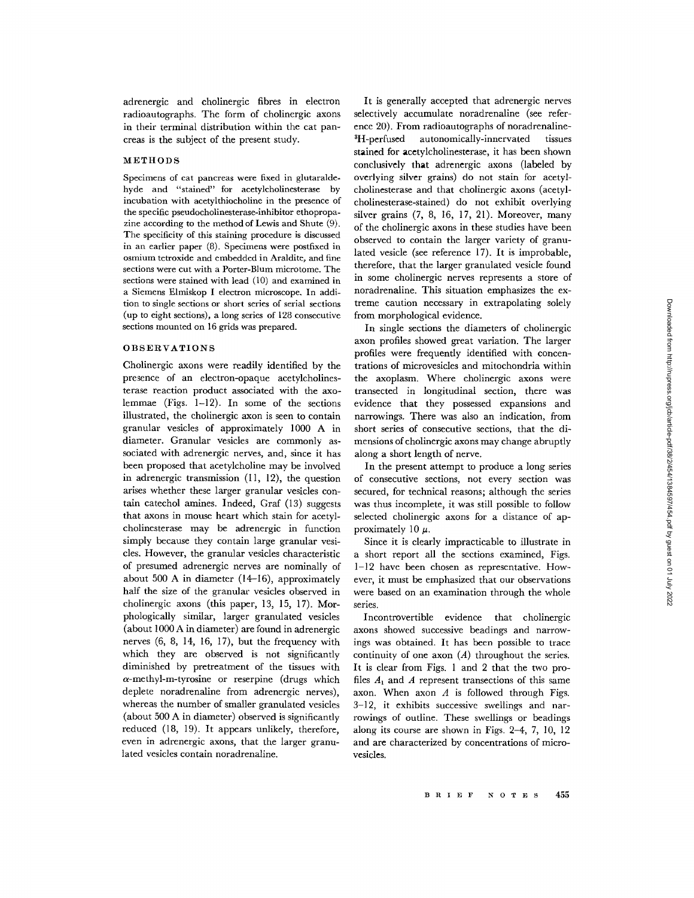adrenergic and cholinergic fibres in electron radioautographs. The form of cholinergic axons in their terminal distribution within the cat pancreas is the subject of the present study.

## METHODS

Specimens of cat pancreas were fixed in glutaraldehyde and "stained" for acetylcholinesterase by incubation with acetylthiocholine in the presence of the specific pseudocholinesterase-inhibitor ethopropazine according to the method of Lewis and Shute (9). The specificity of this staining procedure is discussed in an earlier paper (8). Specimens were postfixed in osmium tetroxide and embedded in Araldite, and fine sections were cut with a Porter-Blum microtome. The sections were stained with lead (10) and examined in a Siemens Elmiskop I electron microscope. In addition to single sections or short series of serial sections (up to eight sections), a long series of 128 consecutive sections mounted on 16 grids was prepared.

## OBSERVATIONS

Cholinergic axons were readily identified by the presence of an electron-opaque acetylcholinesterase reaction product associated with the axolemmae (Figs. 1–12). In some of the sections illustrated, the cholinergic axon is seen to contain granular vesicles of approximately 1000 A in diameter. Granular vesicles are commonly associated with adrenergic nerves, and, since it has been proposed that acetylcholine may be involved in adrenergic transmission (11, 12), the question arises whether these larger granular vesicles contain catechol amines. Indeed, Graf (13) suggests that axons in mouse heart which stain for acetylcholinesterase may be adrenergic in function simply because they contain large granular vesicles. However, the granular vesicles characteristic of presumed adrenergic nerves are nominally of about 500 A in diameter (14–16), approximately half the size of the granular vesicles observed in cholinergic axons (this paper, 13, 15, 17). Morphologically similar, larger granulated vesicles (about 1000 A in diameter) are found in adrenergic nerves (6, 8, 14, 16, 17), but the frequency with which they are observed is not significantly diminished by pretreatment of the tissues with $\alpha$-methyl-m-tyrosine or reserpine (drugs which deplete noradrenaline from adrenergic nerves), whereas the number of smaller granulated vesicles (about 500 A in diameter) observed is significantly reduced (18, 19). It appears unlikely, therefore, even in adrenergic axons, that the larger granulated vesicles contain noradrenaline.

It is generally accepted that adrenergic nerves selectively accumulate noradrenaline (see reference 20). From radioautographs of noradrenaline-$^3$H-perfused autonomically-innervated tissues stained for acetylcholinesterase, it has been shown conclusively that adrenergic axons (labeled by overlying silver grains) do not stain for acetylcholinesterase and that cholinergic axons (acetylcholinesterase-stained) do not exhibit overlying silver grains (7, 8, 16, 17, 21). Moreover, many of the cholinergic axons in these studies have been observed to contain the larger variety of granulated vesicle (see reference 17). It is improbable, therefore, that the larger granulated vesicle found in some cholinergic nerves represents a store of noradrenaline. This situation emphasizes the extreme caution necessary in extrapolating solely from morphological evidence.

In single sections the diameters of cholinergic axon profiles showed great variation. The larger profiles were frequently identified with concentrations of microvesicles and mitochondria within the axoplasm. Where cholinergic axons were transected in longitudinal section, there was evidence that they possessed expansions and narrowings. There was also an indication, from short series of consecutive sections, that the dimensions of cholinergic axons may change abruptly along a short length of nerve.

In the present attempt to produce a long series of consecutive sections, not every section was secured, for technical reasons; although the series was thus incomplete, it was still possible to follow selected cholinergic axons for a distance of approximately 10 $\mu$.

Since it is clearly impracticable to illustrate in a short report all the sections examined, Figs. 1–12 have been chosen as representative. However, it must be emphasized that our observations were based on an examination through the whole series.

Incontrovertible evidence that cholinergic axons showed successive beadings and narrowings was obtained. It has been possible to trace continuity of one axon (*A*) throughout the series. It is clear from Figs. 1 and 2 that the two profiles $A_1$ and *A* represent transections of this same axon. When axon *A* is followed through Figs. 3–12, it exhibits successive swellings and narrowings of outline. These swellings or beadings along its course are shown in Figs. 2–4, 7, 10, 12 and are characterized by concentrations of microvesicles.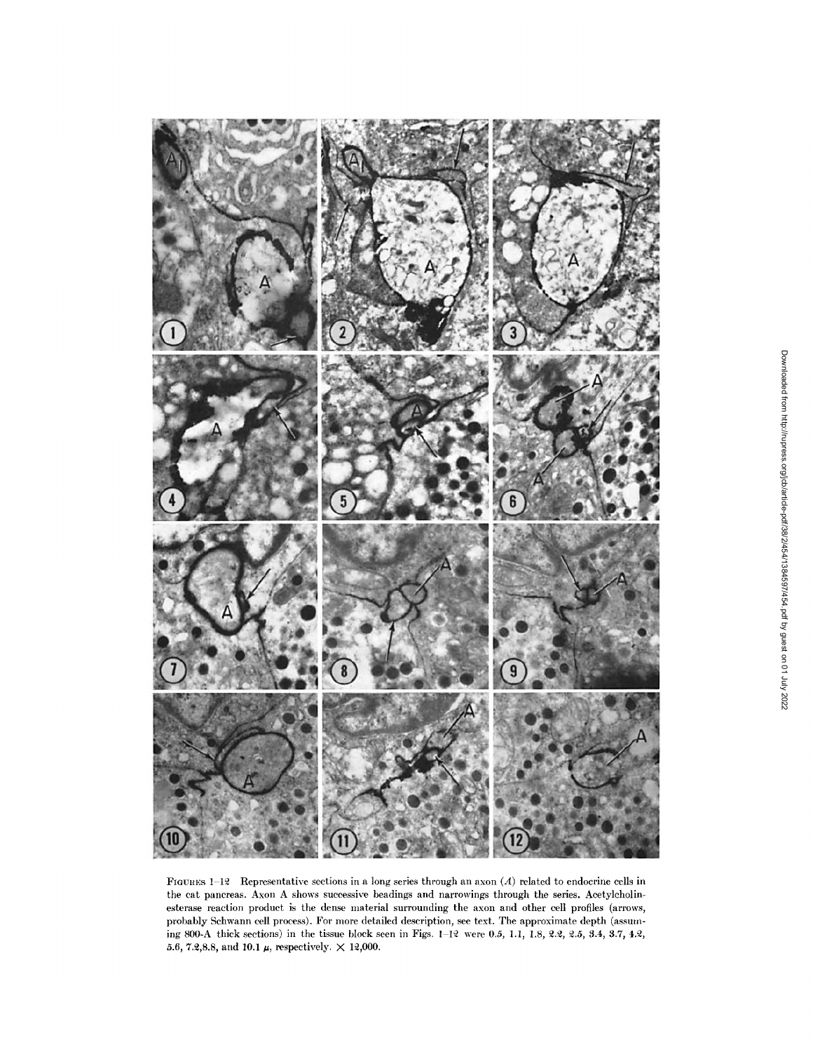FIGURES 1–12 Representative sections in a long series through an axon (*A*) related to endocrine cells in the cat pancreas. Axon A shows successive beadings and narrowings through the series. Acetylcholinesterase reaction product is the dense material surrounding the axon and other cell profiles (arrows, probably Schwann cell process). For more detailed description, see text. The approximate depth (assuming 800-A thick sections) in the tissue block seen in Figs. 1–12 were 0.5, 1.1, 1.8, 2.2, 2.5, 3.4, 3.7, 4.2, 5.6, 7.2, 8.8, and 10.1 $\mu$, respectively. × 12,000.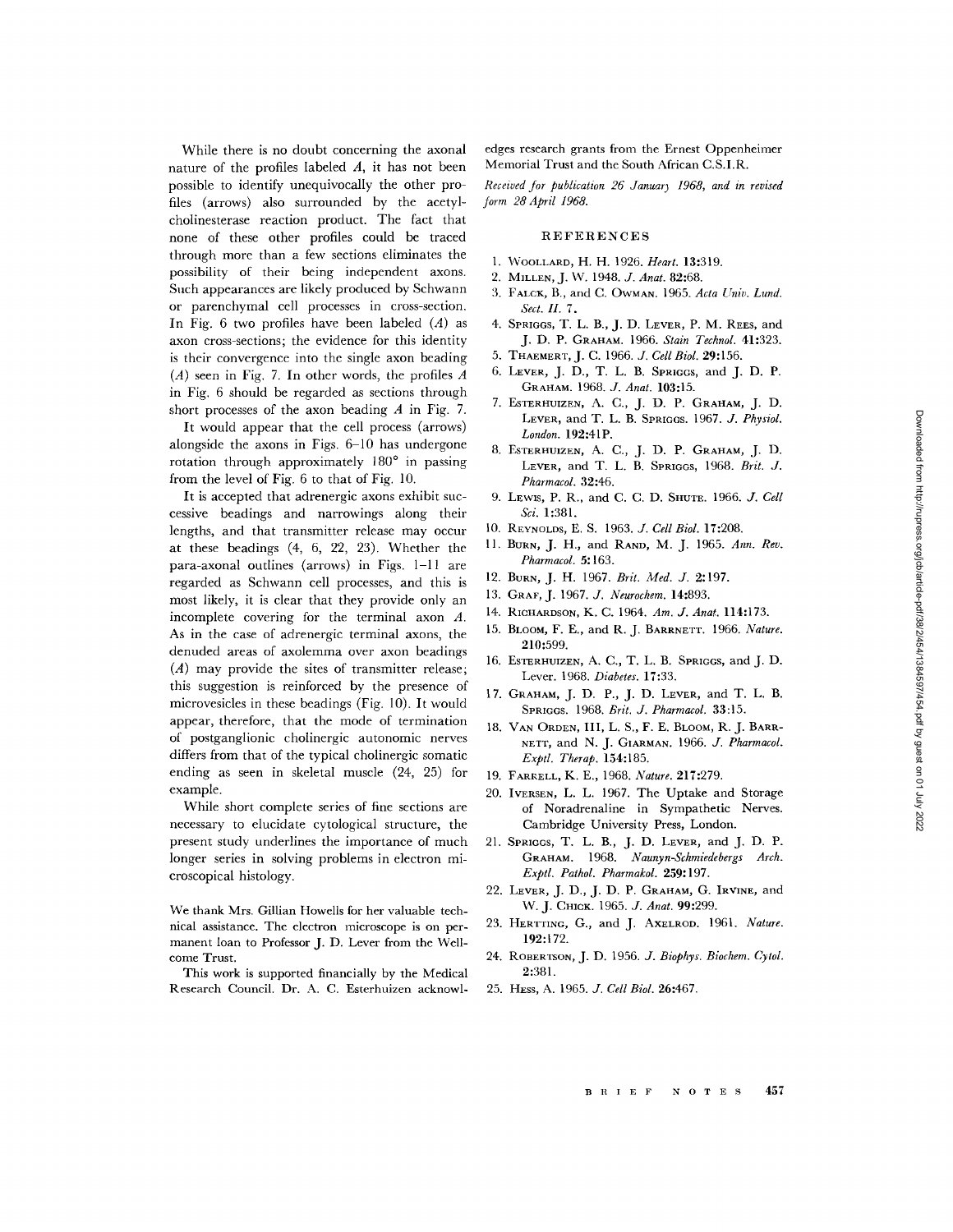While there is no doubt concerning the axonal nature of the profiles labeled *A*, it has not been possible to identify unequivocally the other profiles (arrows) also surrounded by the acetylcholinesterase reaction product. The fact that none of these other profiles could be traced through more than a few sections eliminates the possibility of their being independent axons. Such appearances are likely produced by Schwann or parenchymal cell processes in cross-section. In Fig. 6 two profiles have been labeled (*A*) as axon cross-sections; the evidence for this identity is their convergence into the single axon beading (*A*) seen in Fig. 7. In other words, the profiles *A* in Fig. 6 should be regarded as sections through short processes of the axon beading *A* in Fig. 7.

It would appear that the cell process (arrows) alongside the axons in Figs. 6–10 has undergone rotation through approximately 180° in passing from the level of Fig. 6 to that of Fig. 10.

It is accepted that adrenergic axons exhibit successive beadings and narrowings along their lengths, and that transmitter release may occur at these beadings (4, 6, 22, 23). Whether the para-axonal outlines (arrows) in Figs. 1–11 are regarded as Schwann cell processes, and this is most likely, it is clear that they provide only an incomplete covering for the terminal axon *A*. As in the case of adrenergic terminal axons, the denuded areas of axolemma over axon beadings (*A*) may provide the sites of transmitter release; this suggestion is reinforced by the presence of microvesicles in these beadings (Fig. 10). It would appear, therefore, that the mode of termination of postganglionic cholinergic autonomic nerves differs from that of the typical cholinergic somatic ending as seen in skeletal muscle (24, 25) for example.

While short complete series of fine sections are necessary to elucidate cytological structure, the present study underlines the importance of much longer series in solving problems in electron microscopical histology.

We thank Mrs. Gillian Howells for her valuable technical assistance. The electron microscope is on permanent loan to Professor J. D. Lever from the Wellcome Trust.

This work is supported financially by the Medical Research Council. Dr. A. C. Esterhuizen acknowledges research grants from the Ernest Oppenheimer Memorial Trust and the South African C.S.I.R.

*Received for publication 26 January 1968, and in revised form 28 April 1968.*

## REFERENCES

1. Woollard, H. H. 1926. *Heart.* **13:**319.
2. Millen, J. W. 1948. *J. Anat.* **82:**68.
3. Falck, B., and C. Owman. 1965. *Acta Univ. Lund. Sect. II.* **7.**
4. Spriggs, T. L. B., J. D. Lever, P. M. Rees, and J. D. P. Graham. 1966. *Stain Technol.* **41:**323.
5. Thaemert, J. C. 1966. *J. Cell Biol.* **29:**156.
6. Lever, J. D., T. L. B. Spriggs, and J. D. P. Graham. 1968. *J. Anat.* **103:**15.
7. Esterhuizen, A. C., J. D. P. Graham, J. D. Lever, and T. L. B. Spriggs. 1967. *J. Physiol. London.* **192:**41P.
8. Esterhuizen, A. C., J. D. P. Graham, J. D. Lever, and T. L. B. Spriggs, 1968. *Brit. J. Pharmacol.* **32:**46.
9. Lewis, P. R., and C. C. D. Shute. 1966. *J. Cell Sci.* **1:**381.
10. Reynolds, E. S. 1963. *J. Cell Biol.* **17:**208.
11. Burn, J. H., and Rand, M. J. 1965. *Ann. Rev. Pharmacol.* **5:**163.
12. Burn, J. H. 1967. *Brit. Med. J.* **2:**197.
13. Graf, J. 1967. *J. Neurochem.* **14:**893.
14. Richardson, K. C. 1964. *Am. J. Anat.* **114:**173.
15. Bloom, F. E., and R. J. Barrnett. 1966. *Nature.* **210:**599.
16. Esterhuizen, A. C., T. L. B. Spriggs, and J. D. Lever. 1968. *Diabetes.* **17:**33.
17. Graham, J. D. P., J. D. Lever, and T. L. B. Spriggs. 1968. *Brit. J. Pharmacol.* **33:**15.
18. Van Orden, III, L. S., F. E. Bloom, R. J. Barrnett, and N. J. Giarman. 1966. *J. Pharmacol. Exptl. Therap.* **154:**185.
19. Farrell, K. E., 1968. *Nature.* **217:**279.
20. Iversen, L. L. 1967. The Uptake and Storage of Noradrenaline in Sympathetic Nerves. Cambridge University Press, London.
21. Spriggs, T. L. B., J. D. Lever, and J. D. P. Graham. 1968. *Naunyn-Schmiedebergs Arch. Exptl. Pathol. Pharmakol.* **259:**197.
22. Lever, J. D., J. D. P. Graham, G. Irvine, and W. J. Chick. 1965. *J. Anat.* **99:**299.
23. Hertting, G., and J. Axelrod. 1961. *Nature.* **192:**172.
24. Robertson, J. D. 1956. *J. Biophys. Biochem. Cytol.* **2:**381.
25. Hess, A. 1965. *J. Cell Biol.* **26:**467.